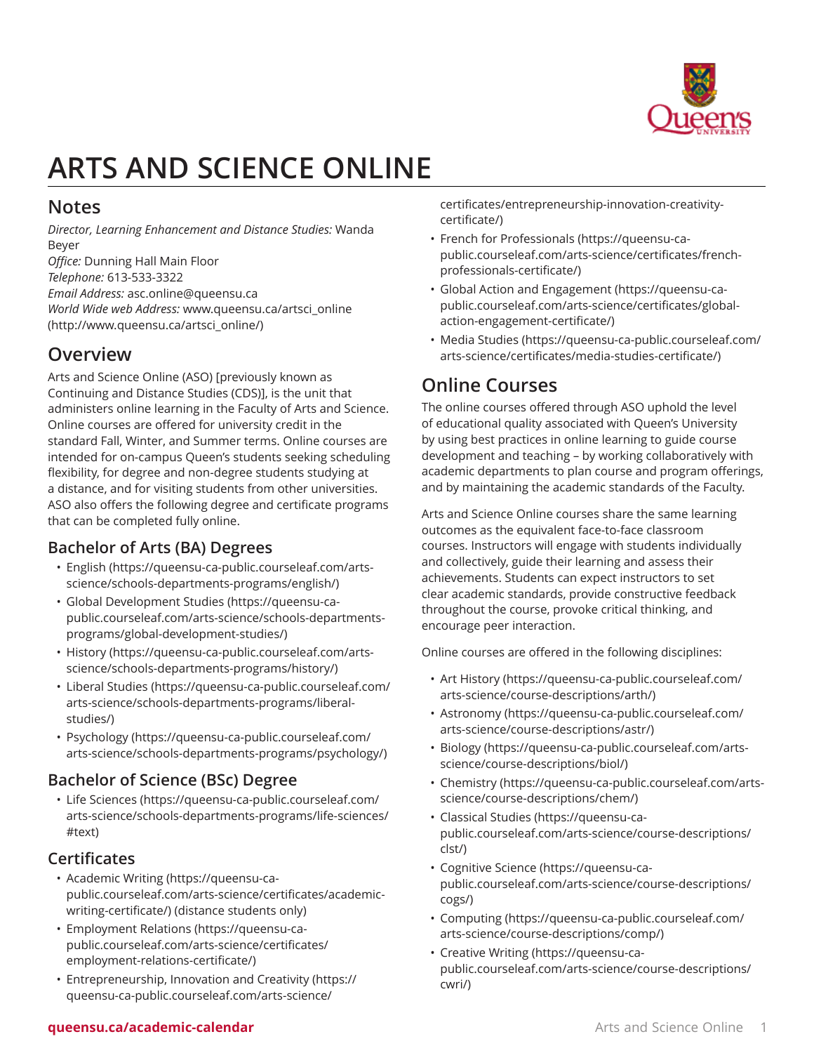# ARTS AND SCIENCE ONLINE

## Notes

*Director, Learning Enhancement and Distance Studies:* Wanda Beyer
*Office:* Dunning Hall Main Floor
*Telephone:* 613-533-3322
*Email Address:* asc.online@queensu.ca
*World Wide web Address:* www.queensu.ca/artsci_online (http://www.queensu.ca/artsci_online/)

## Overview

Arts and Science Online (ASO) [previously known as Continuing and Distance Studies (CDS)], is the unit that administers online learning in the Faculty of Arts and Science. Online courses are offered for university credit in the standard Fall, Winter, and Summer terms. Online courses are intended for on-campus Queen's students seeking scheduling flexibility, for degree and non-degree students studying at a distance, and for visiting students from other universities. ASO also offers the following degree and certificate programs that can be completed fully online.

### Bachelor of Arts (BA) Degrees

- English (https://queensu-ca-public.courseleaf.com/arts-science/schools-departments-programs/english/)
- Global Development Studies (https://queensu-ca-public.courseleaf.com/arts-science/schools-departments-programs/global-development-studies/)
- History (https://queensu-ca-public.courseleaf.com/arts-science/schools-departments-programs/history/)
- Liberal Studies (https://queensu-ca-public.courseleaf.com/arts-science/schools-departments-programs/liberal-studies/)
- Psychology (https://queensu-ca-public.courseleaf.com/arts-science/schools-departments-programs/psychology/)

### Bachelor of Science (BSc) Degree

- Life Sciences (https://queensu-ca-public.courseleaf.com/arts-science/schools-departments-programs/life-sciences/#text)

### Certificates

- Academic Writing (https://queensu-ca-public.courseleaf.com/arts-science/certificates/academic-writing-certificate/) (distance students only)
- Employment Relations (https://queensu-ca-public.courseleaf.com/arts-science/certificates/employment-relations-certificate/)
- Entrepreneurship, Innovation and Creativity (https://queensu-ca-public.courseleaf.com/arts-science/certificates/entrepreneurship-innovation-creativity-certificate/)
- French for Professionals (https://queensu-ca-public.courseleaf.com/arts-science/certificates/french-professionals-certificate/)
- Global Action and Engagement (https://queensu-ca-public.courseleaf.com/arts-science/certificates/global-action-engagement-certificate/)
- Media Studies (https://queensu-ca-public.courseleaf.com/arts-science/certificates/media-studies-certificate/)

## Online Courses

The online courses offered through ASO uphold the level of educational quality associated with Queen's University by using best practices in online learning to guide course development and teaching – by working collaboratively with academic departments to plan course and program offerings, and by maintaining the academic standards of the Faculty.

Arts and Science Online courses share the same learning outcomes as the equivalent face-to-face classroom courses. Instructors will engage with students individually and collectively, guide their learning and assess their achievements. Students can expect instructors to set clear academic standards, provide constructive feedback throughout the course, provoke critical thinking, and encourage peer interaction.

Online courses are offered in the following disciplines:

- Art History (https://queensu-ca-public.courseleaf.com/arts-science/course-descriptions/arth/)
- Astronomy (https://queensu-ca-public.courseleaf.com/arts-science/course-descriptions/astr/)
- Biology (https://queensu-ca-public.courseleaf.com/arts-science/course-descriptions/biol/)
- Chemistry (https://queensu-ca-public.courseleaf.com/arts-science/course-descriptions/chem/)
- Classical Studies (https://queensu-ca-public.courseleaf.com/arts-science/course-descriptions/clst/)
- Cognitive Science (https://queensu-ca-public.courseleaf.com/arts-science/course-descriptions/cogs/)
- Computing (https://queensu-ca-public.courseleaf.com/arts-science/course-descriptions/comp/)
- Creative Writing (https://queensu-ca-public.courseleaf.com/arts-science/course-descriptions/cwri/)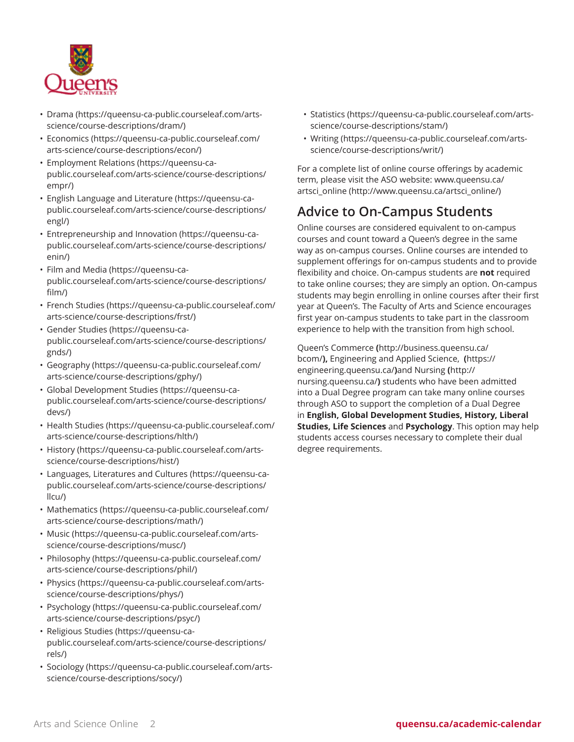- Drama (https://queensu-ca-public.courseleaf.com/arts-science/course-descriptions/dram/)
- Economics (https://queensu-ca-public.courseleaf.com/arts-science/course-descriptions/econ/)
- Employment Relations (https://queensu-ca-public.courseleaf.com/arts-science/course-descriptions/empr/)
- English Language and Literature (https://queensu-ca-public.courseleaf.com/arts-science/course-descriptions/engl/)
- Entrepreneurship and Innovation (https://queensu-ca-public.courseleaf.com/arts-science/course-descriptions/enin/)
- Film and Media (https://queensu-ca-public.courseleaf.com/arts-science/course-descriptions/film/)
- French Studies (https://queensu-ca-public.courseleaf.com/arts-science/course-descriptions/frst/)
- Gender Studies (https://queensu-ca-public.courseleaf.com/arts-science/course-descriptions/gnds/)
- Geography (https://queensu-ca-public.courseleaf.com/arts-science/course-descriptions/gphy/)
- Global Development Studies (https://queensu-ca-public.courseleaf.com/arts-science/course-descriptions/devs/)
- Health Studies (https://queensu-ca-public.courseleaf.com/arts-science/course-descriptions/hlth/)
- History (https://queensu-ca-public.courseleaf.com/arts-science/course-descriptions/hist/)
- Languages, Literatures and Cultures (https://queensu-ca-public.courseleaf.com/arts-science/course-descriptions/llcu/)
- Mathematics (https://queensu-ca-public.courseleaf.com/arts-science/course-descriptions/math/)
- Music (https://queensu-ca-public.courseleaf.com/arts-science/course-descriptions/musc/)
- Philosophy (https://queensu-ca-public.courseleaf.com/arts-science/course-descriptions/phil/)
- Physics (https://queensu-ca-public.courseleaf.com/arts-science/course-descriptions/phys/)
- Psychology (https://queensu-ca-public.courseleaf.com/arts-science/course-descriptions/psyc/)
- Religious Studies (https://queensu-ca-public.courseleaf.com/arts-science/course-descriptions/rels/)
- Sociology (https://queensu-ca-public.courseleaf.com/arts-science/course-descriptions/socy/)
- Statistics (https://queensu-ca-public.courseleaf.com/arts-science/course-descriptions/stam/)
- Writing (https://queensu-ca-public.courseleaf.com/arts-science/course-descriptions/writ/)

For a complete list of online course offerings by academic term, please visit the ASO website: www.queensu.ca/artsci_online (http://www.queensu.ca/artsci_online/)

## Advice to On-Campus Students

Online courses are considered equivalent to on-campus courses and count toward a Queen's degree in the same way as on-campus courses. Online courses are intended to supplement offerings for on-campus students and to provide flexibility and choice. On-campus students are **not** required to take online courses; they are simply an option. On-campus students may begin enrolling in online courses after their first year at Queen's. The Faculty of Arts and Science encourages first year on-campus students to take part in the classroom experience to help with the transition from high school.

Queen's Commerce **(**http://business.queensu.ca/bcom/**),** Engineering and Applied Science, **(**https://engineering.queensu.ca/**)**and Nursing **(**http://nursing.queensu.ca/**)** students who have been admitted into a Dual Degree program can take many online courses through ASO to support the completion of a Dual Degree in **English, Global Development Studies, History, Liberal Studies, Life Sciences** and **Psychology**. This option may help students access courses necessary to complete their dual degree requirements.